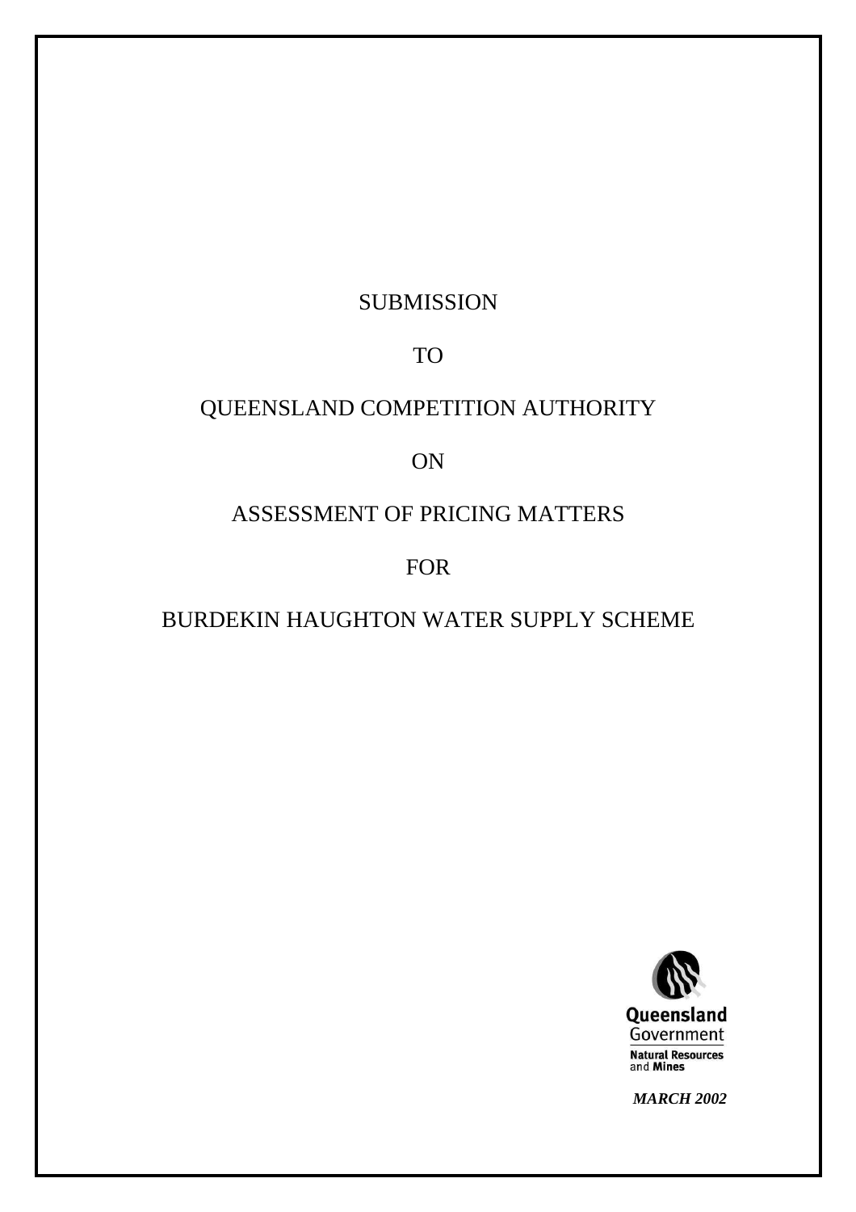SUBMISSION

TO

QUEENSLAND COMPETITION AUTHORITY

ON

ASSESSMENT OF PRICING MATTERS

FOR

BURDEKIN HAUGHTON WATER SUPPLY SCHEME

Queensland Government
Natural Resources and Mines

***MARCH 2002***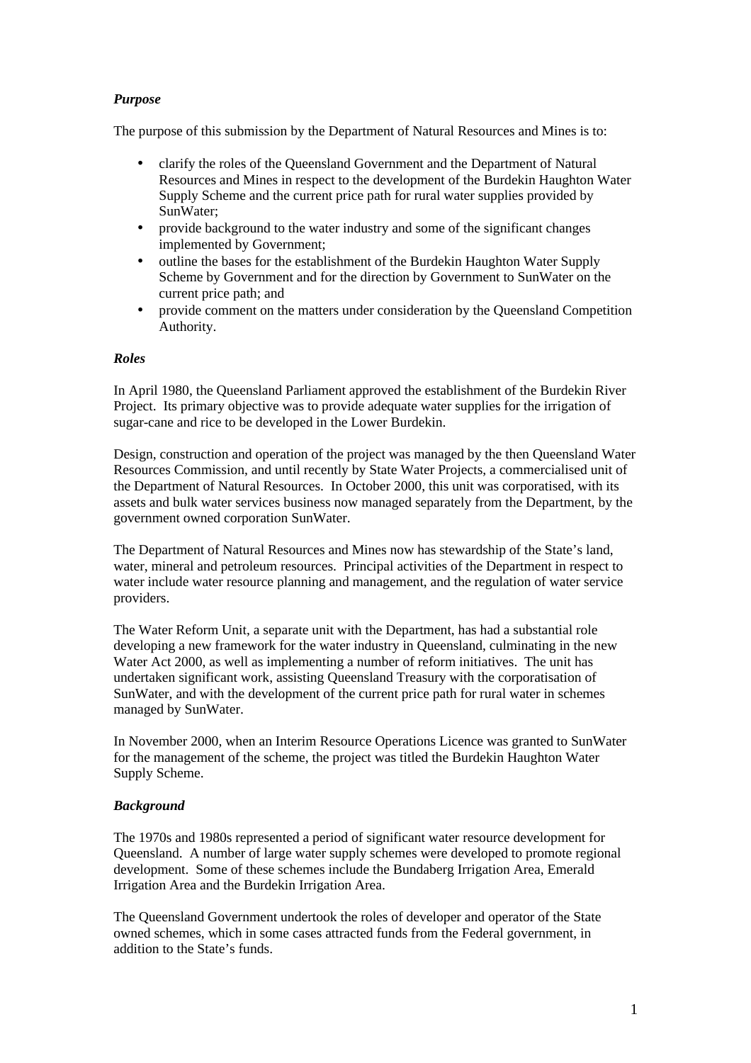***Purpose***

The purpose of this submission by the Department of Natural Resources and Mines is to:

- clarify the roles of the Queensland Government and the Department of Natural Resources and Mines in respect to the development of the Burdekin Haughton Water Supply Scheme and the current price path for rural water supplies provided by SunWater;
- provide background to the water industry and some of the significant changes implemented by Government;
- outline the bases for the establishment of the Burdekin Haughton Water Supply Scheme by Government and for the direction by Government to SunWater on the current price path; and
- provide comment on the matters under consideration by the Queensland Competition Authority.

***Roles***

In April 1980, the Queensland Parliament approved the establishment of the Burdekin River Project. Its primary objective was to provide adequate water supplies for the irrigation of sugar-cane and rice to be developed in the Lower Burdekin.

Design, construction and operation of the project was managed by the then Queensland Water Resources Commission, and until recently by State Water Projects, a commercialised unit of the Department of Natural Resources. In October 2000, this unit was corporatised, with its assets and bulk water services business now managed separately from the Department, by the government owned corporation SunWater.

The Department of Natural Resources and Mines now has stewardship of the State's land, water, mineral and petroleum resources. Principal activities of the Department in respect to water include water resource planning and management, and the regulation of water service providers.

The Water Reform Unit, a separate unit with the Department, has had a substantial role developing a new framework for the water industry in Queensland, culminating in the new Water Act 2000, as well as implementing a number of reform initiatives. The unit has undertaken significant work, assisting Queensland Treasury with the corporatisation of SunWater, and with the development of the current price path for rural water in schemes managed by SunWater.

In November 2000, when an Interim Resource Operations Licence was granted to SunWater for the management of the scheme, the project was titled the Burdekin Haughton Water Supply Scheme.

***Background***

The 1970s and 1980s represented a period of significant water resource development for Queensland. A number of large water supply schemes were developed to promote regional development. Some of these schemes include the Bundaberg Irrigation Area, Emerald Irrigation Area and the Burdekin Irrigation Area.

The Queensland Government undertook the roles of developer and operator of the State owned schemes, which in some cases attracted funds from the Federal government, in addition to the State's funds.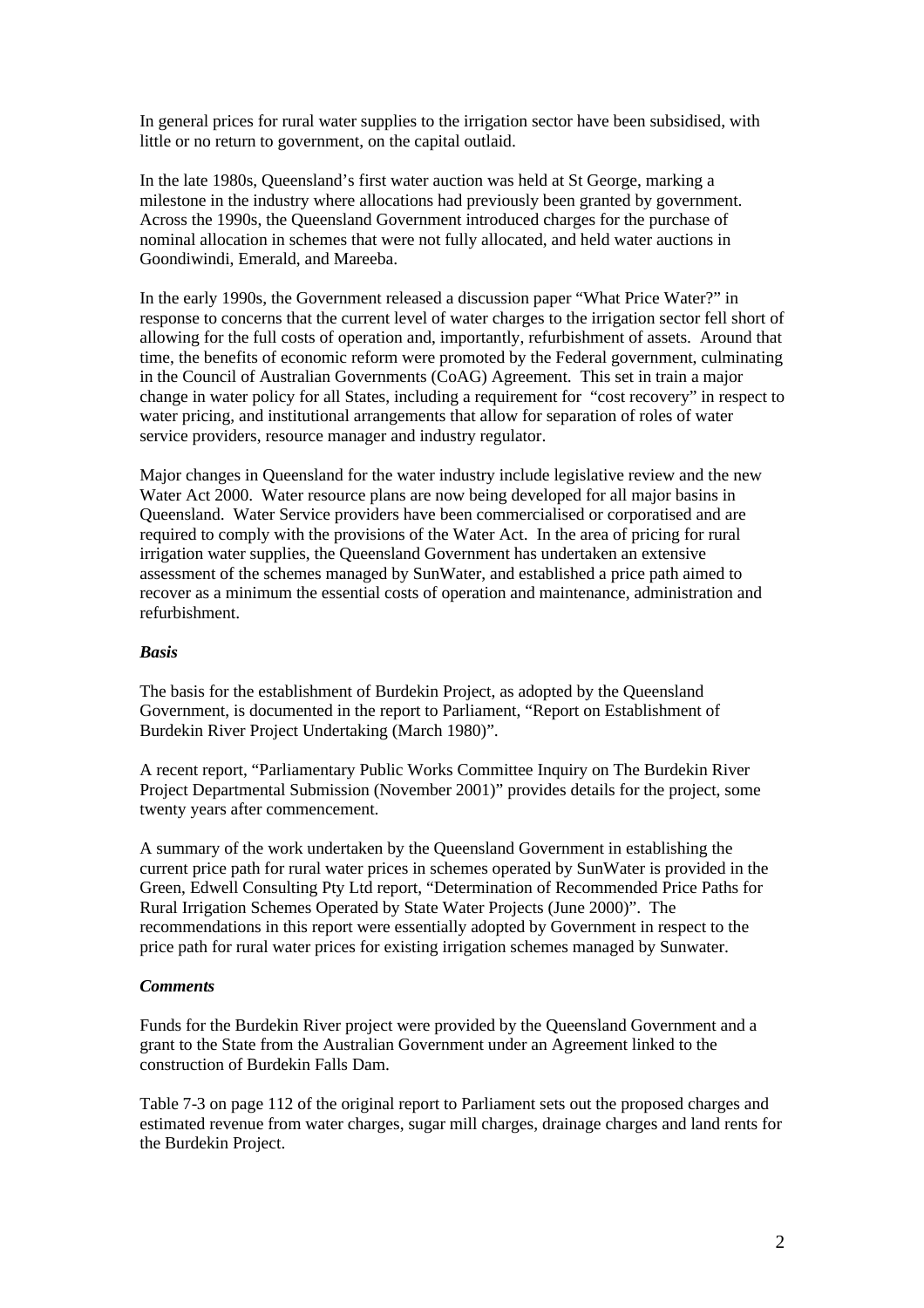In general prices for rural water supplies to the irrigation sector have been subsidised, with little or no return to government, on the capital outlaid.

In the late 1980s, Queensland's first water auction was held at St George, marking a milestone in the industry where allocations had previously been granted by government. Across the 1990s, the Queensland Government introduced charges for the purchase of nominal allocation in schemes that were not fully allocated, and held water auctions in Goondiwindi, Emerald, and Mareeba.

In the early 1990s, the Government released a discussion paper "What Price Water?" in response to concerns that the current level of water charges to the irrigation sector fell short of allowing for the full costs of operation and, importantly, refurbishment of assets. Around that time, the benefits of economic reform were promoted by the Federal government, culminating in the Council of Australian Governments (CoAG) Agreement. This set in train a major change in water policy for all States, including a requirement for "cost recovery" in respect to water pricing, and institutional arrangements that allow for separation of roles of water service providers, resource manager and industry regulator.

Major changes in Queensland for the water industry include legislative review and the new Water Act 2000. Water resource plans are now being developed for all major basins in Queensland. Water Service providers have been commercialised or corporatised and are required to comply with the provisions of the Water Act. In the area of pricing for rural irrigation water supplies, the Queensland Government has undertaken an extensive assessment of the schemes managed by SunWater, and established a price path aimed to recover as a minimum the essential costs of operation and maintenance, administration and refurbishment.

***Basis***

The basis for the establishment of Burdekin Project, as adopted by the Queensland Government, is documented in the report to Parliament, "Report on Establishment of Burdekin River Project Undertaking (March 1980)".

A recent report, "Parliamentary Public Works Committee Inquiry on The Burdekin River Project Departmental Submission (November 2001)" provides details for the project, some twenty years after commencement.

A summary of the work undertaken by the Queensland Government in establishing the current price path for rural water prices in schemes operated by SunWater is provided in the Green, Edwell Consulting Pty Ltd report, "Determination of Recommended Price Paths for Rural Irrigation Schemes Operated by State Water Projects (June 2000)". The recommendations in this report were essentially adopted by Government in respect to the price path for rural water prices for existing irrigation schemes managed by Sunwater.

***Comments***

Funds for the Burdekin River project were provided by the Queensland Government and a grant to the State from the Australian Government under an Agreement linked to the construction of Burdekin Falls Dam.

Table 7-3 on page 112 of the original report to Parliament sets out the proposed charges and estimated revenue from water charges, sugar mill charges, drainage charges and land rents for the Burdekin Project.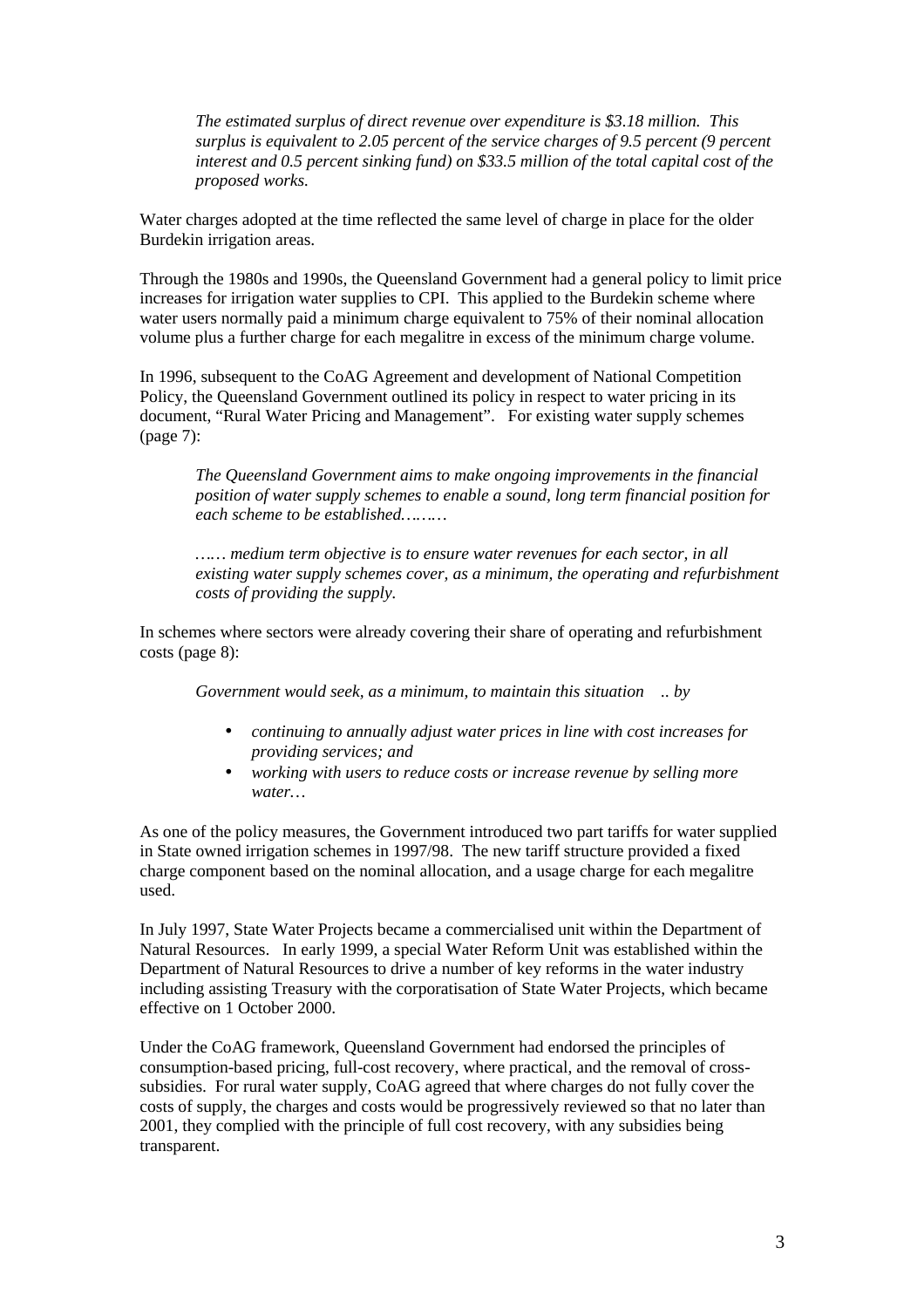> *The estimated surplus of direct revenue over expenditure is $3.18 million. This surplus is equivalent to 2.05 percent of the service charges of 9.5 percent (9 percent interest and 0.5 percent sinking fund) on $33.5 million of the total capital cost of the proposed works.*

Water charges adopted at the time reflected the same level of charge in place for the older Burdekin irrigation areas.

Through the 1980s and 1990s, the Queensland Government had a general policy to limit price increases for irrigation water supplies to CPI. This applied to the Burdekin scheme where water users normally paid a minimum charge equivalent to 75% of their nominal allocation volume plus a further charge for each megalitre in excess of the minimum charge volume.

In 1996, subsequent to the CoAG Agreement and development of National Competition Policy, the Queensland Government outlined its policy in respect to water pricing in its document, "Rural Water Pricing and Management". For existing water supply schemes (page 7):

> *The Queensland Government aims to make ongoing improvements in the financial position of water supply schemes to enable a sound, long term financial position for each scheme to be established………*
>
> *…… medium term objective is to ensure water revenues for each sector, in all existing water supply schemes cover, as a minimum, the operating and refurbishment costs of providing the supply.*

In schemes where sectors were already covering their share of operating and refurbishment costs (page 8):

> *Government would seek, as a minimum, to maintain this situation .. by*
>
> - *continuing to annually adjust water prices in line with cost increases for providing services; and*
> - *working with users to reduce costs or increase revenue by selling more water…*

As one of the policy measures, the Government introduced two part tariffs for water supplied in State owned irrigation schemes in 1997/98. The new tariff structure provided a fixed charge component based on the nominal allocation, and a usage charge for each megalitre used.

In July 1997, State Water Projects became a commercialised unit within the Department of Natural Resources. In early 1999, a special Water Reform Unit was established within the Department of Natural Resources to drive a number of key reforms in the water industry including assisting Treasury with the corporatisation of State Water Projects, which became effective on 1 October 2000.

Under the CoAG framework, Queensland Government had endorsed the principles of consumption-based pricing, full-cost recovery, where practical, and the removal of cross-subsidies. For rural water supply, CoAG agreed that where charges do not fully cover the costs of supply, the charges and costs would be progressively reviewed so that no later than 2001, they complied with the principle of full cost recovery, with any subsidies being transparent.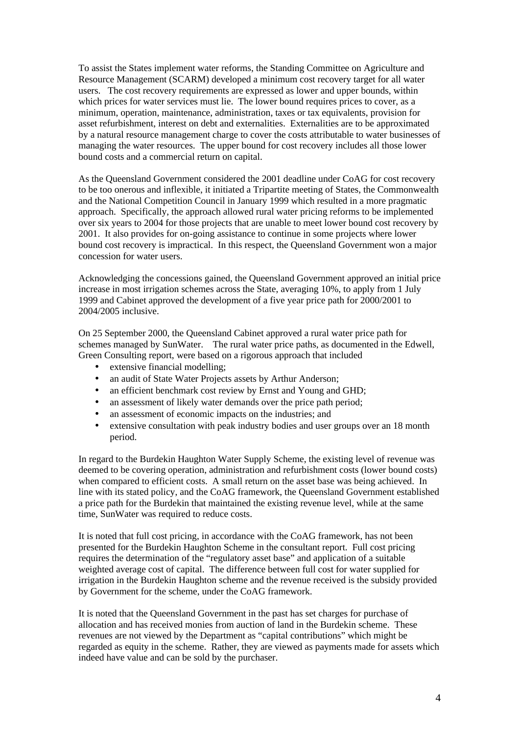To assist the States implement water reforms, the Standing Committee on Agriculture and Resource Management (SCARM) developed a minimum cost recovery target for all water users. The cost recovery requirements are expressed as lower and upper bounds, within which prices for water services must lie. The lower bound requires prices to cover, as a minimum, operation, maintenance, administration, taxes or tax equivalents, provision for asset refurbishment, interest on debt and externalities. Externalities are to be approximated by a natural resource management charge to cover the costs attributable to water businesses of managing the water resources. The upper bound for cost recovery includes all those lower bound costs and a commercial return on capital.

As the Queensland Government considered the 2001 deadline under CoAG for cost recovery to be too onerous and inflexible, it initiated a Tripartite meeting of States, the Commonwealth and the National Competition Council in January 1999 which resulted in a more pragmatic approach. Specifically, the approach allowed rural water pricing reforms to be implemented over six years to 2004 for those projects that are unable to meet lower bound cost recovery by 2001. It also provides for on-going assistance to continue in some projects where lower bound cost recovery is impractical. In this respect, the Queensland Government won a major concession for water users.

Acknowledging the concessions gained, the Queensland Government approved an initial price increase in most irrigation schemes across the State, averaging 10%, to apply from 1 July 1999 and Cabinet approved the development of a five year price path for 2000/2001 to 2004/2005 inclusive.

On 25 September 2000, the Queensland Cabinet approved a rural water price path for schemes managed by SunWater. The rural water price paths, as documented in the Edwell, Green Consulting report, were based on a rigorous approach that included

- extensive financial modelling;
- an audit of State Water Projects assets by Arthur Anderson;
- an efficient benchmark cost review by Ernst and Young and GHD;
- an assessment of likely water demands over the price path period;
- an assessment of economic impacts on the industries; and
- extensive consultation with peak industry bodies and user groups over an 18 month period.

In regard to the Burdekin Haughton Water Supply Scheme, the existing level of revenue was deemed to be covering operation, administration and refurbishment costs (lower bound costs) when compared to efficient costs. A small return on the asset base was being achieved. In line with its stated policy, and the CoAG framework, the Queensland Government established a price path for the Burdekin that maintained the existing revenue level, while at the same time, SunWater was required to reduce costs.

It is noted that full cost pricing, in accordance with the CoAG framework, has not been presented for the Burdekin Haughton Scheme in the consultant report. Full cost pricing requires the determination of the "regulatory asset base" and application of a suitable weighted average cost of capital. The difference between full cost for water supplied for irrigation in the Burdekin Haughton scheme and the revenue received is the subsidy provided by Government for the scheme, under the CoAG framework.

It is noted that the Queensland Government in the past has set charges for purchase of allocation and has received monies from auction of land in the Burdekin scheme. These revenues are not viewed by the Department as "capital contributions" which might be regarded as equity in the scheme. Rather, they are viewed as payments made for assets which indeed have value and can be sold by the purchaser.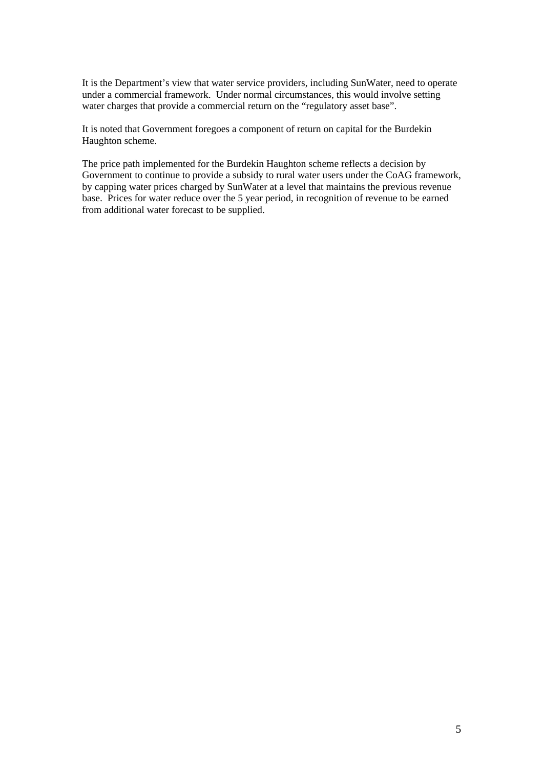It is the Department's view that water service providers, including SunWater, need to operate under a commercial framework. Under normal circumstances, this would involve setting water charges that provide a commercial return on the "regulatory asset base".

It is noted that Government foregoes a component of return on capital for the Burdekin Haughton scheme.

The price path implemented for the Burdekin Haughton scheme reflects a decision by Government to continue to provide a subsidy to rural water users under the CoAG framework, by capping water prices charged by SunWater at a level that maintains the previous revenue base. Prices for water reduce over the 5 year period, in recognition of revenue to be earned from additional water forecast to be supplied.